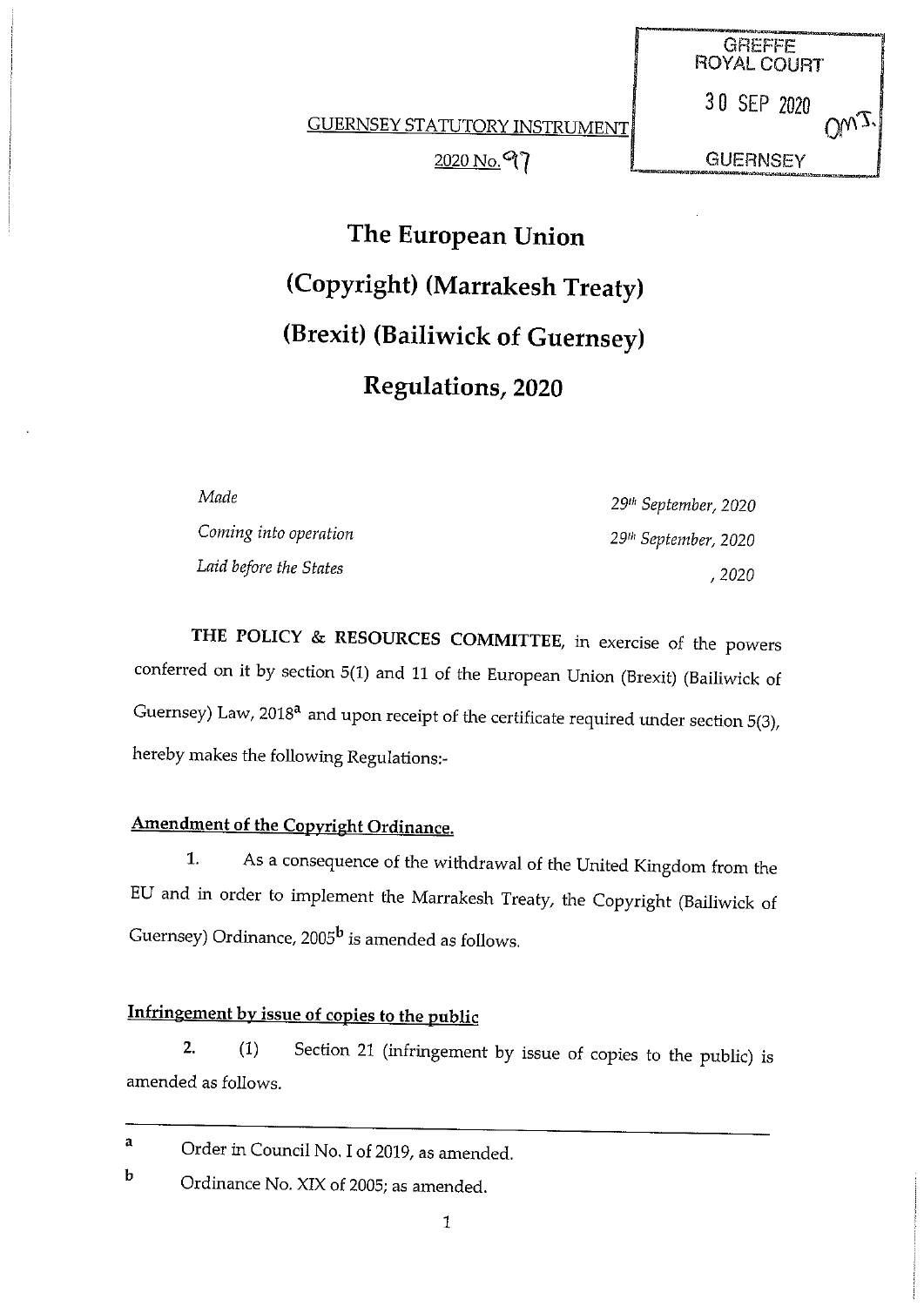GREFFE
ROYAL COURT
30 SEP 2020
GUERNSEY

GUERNSEY STATUTORY INSTRUMENT

2020 No. 97

# The European Union (Copyright) (Marrakesh Treaty) (Brexit) (Bailiwick of Guernsey) Regulations, 2020

| | |
|---|---|
| *Made* | *29th September, 2020* |
| *Coming into operation* | *29th September, 2020* |
| *Laid before the States* | *, 2020* |

**THE POLICY & RESOURCES COMMITTEE**, in exercise of the powers conferred on it by section 5(1) and 11 of the European Union (Brexit) (Bailiwick of Guernsey) Law, 2018[a] and upon receipt of the certificate required under section 5(3), hereby makes the following Regulations:-

**Amendment of the Copyright Ordinance.**

1. As a consequence of the withdrawal of the United Kingdom from the EU and in order to implement the Marrakesh Treaty, the Copyright (Bailiwick of Guernsey) Ordinance, 2005[b] is amended as follows.

**Infringement by issue of copies to the public**

2. (1) Section 21 (infringement by issue of copies to the public) is amended as follows.

---

[a] Order in Council No. I of 2019, as amended.

[b] Ordinance No. XIX of 2005; as amended.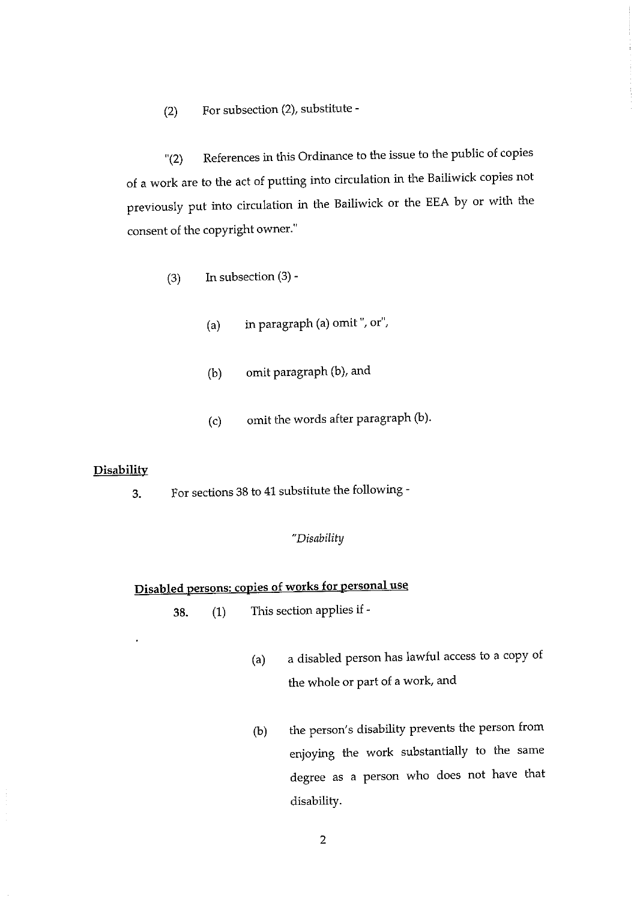(2) For subsection (2), substitute -

"(2) References in this Ordinance to the issue to the public of copies of a work are to the act of putting into circulation in the Bailiwick copies not previously put into circulation in the Bailiwick or the EEA by or with the consent of the copyright owner."

(3) In subsection (3) -

(a) in paragraph (a) omit ", or",

(b) omit paragraph (b), and

(c) omit the words after paragraph (b).

**Disability**

3. For sections 38 to 41 substitute the following -

*"Disability*

**Disabled persons: copies of works for personal use**

38. (1) This section applies if -

(a) a disabled person has lawful access to a copy of the whole or part of a work, and

(b) the person's disability prevents the person from enjoying the work substantially to the same degree as a person who does not have that disability.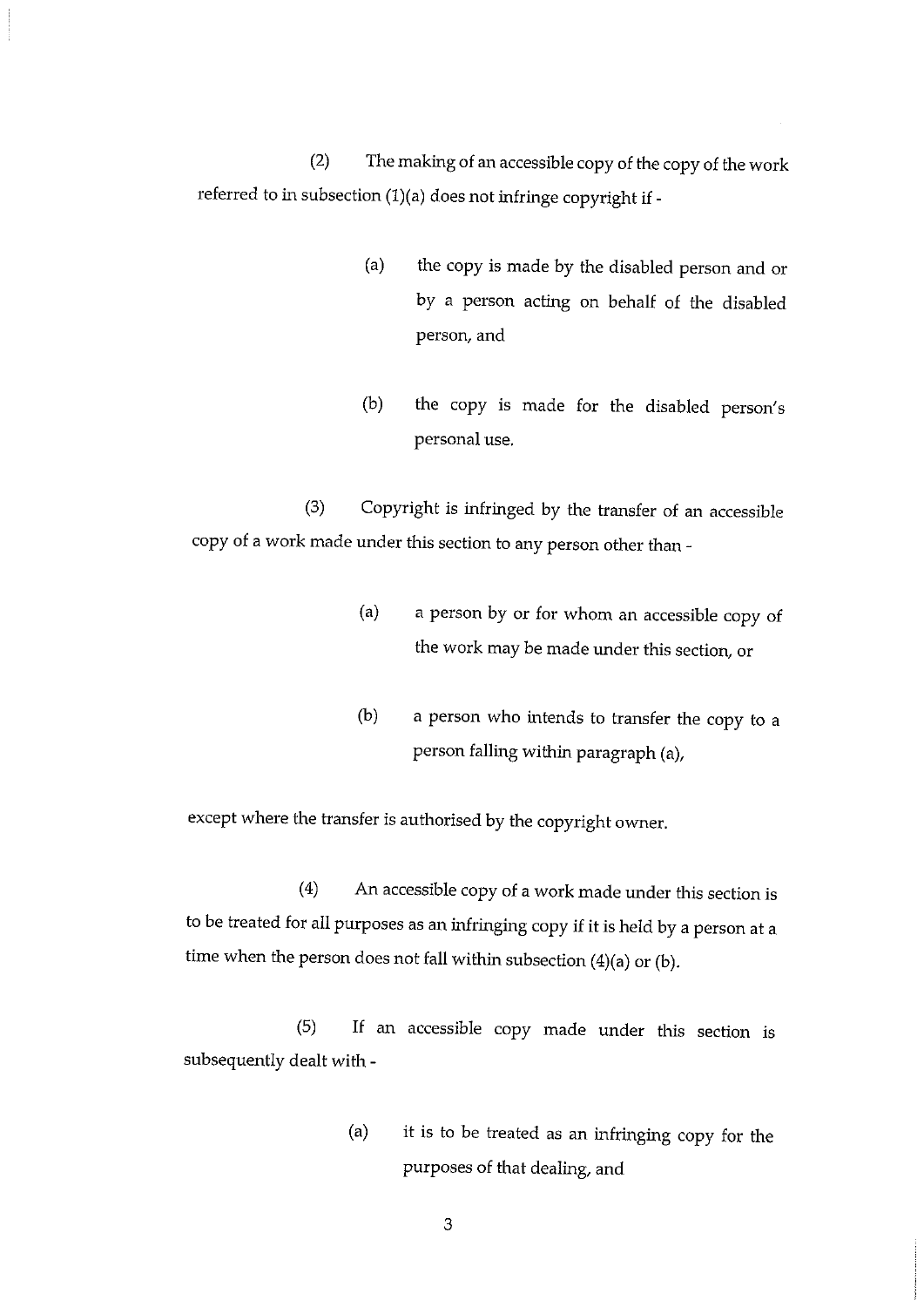(2) The making of an accessible copy of the copy of the work referred to in subsection (1)(a) does not infringe copyright if -

> (a) the copy is made by the disabled person and or by a person acting on behalf of the disabled person, and
>
> (b) the copy is made for the disabled person's personal use.

(3) Copyright is infringed by the transfer of an accessible copy of a work made under this section to any person other than -

> (a) a person by or for whom an accessible copy of the work may be made under this section, or
>
> (b) a person who intends to transfer the copy to a person falling within paragraph (a),

except where the transfer is authorised by the copyright owner.

(4) An accessible copy of a work made under this section is to be treated for all purposes as an infringing copy if it is held by a person at a time when the person does not fall within subsection (4)(a) or (b).

(5) If an accessible copy made under this section is subsequently dealt with -

> (a) it is to be treated as an infringing copy for the purposes of that dealing, and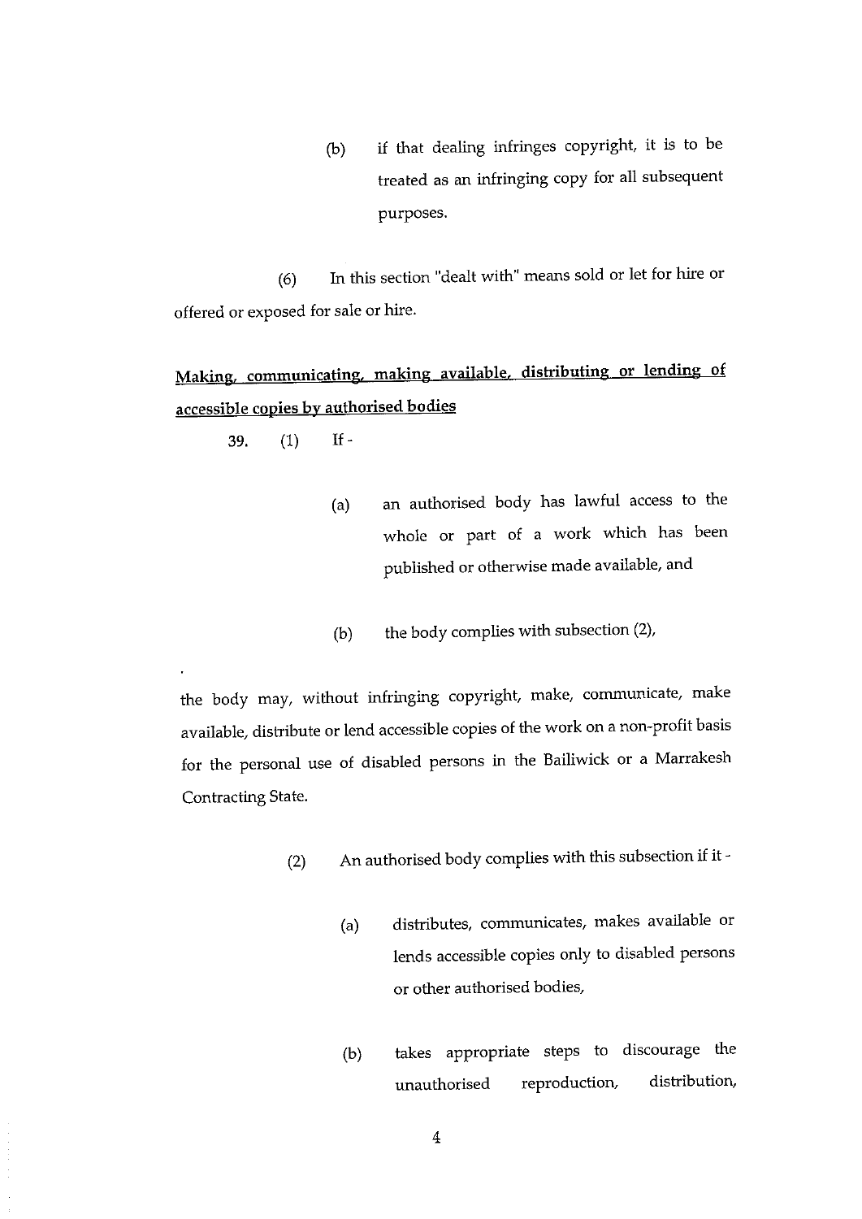(b) if that dealing infringes copyright, it is to be treated as an infringing copy for all subsequent purposes.

(6) In this section "dealt with" means sold or let for hire or offered or exposed for sale or hire.

**Making, communicating, making available, distributing or lending of accessible copies by authorised bodies**

**39.** (1) If -

(a) an authorised body has lawful access to the whole or part of a work which has been published or otherwise made available, and

(b) the body complies with subsection (2),

the body may, without infringing copyright, make, communicate, make available, distribute or lend accessible copies of the work on a non-profit basis for the personal use of disabled persons in the Bailiwick or a Marrakesh Contracting State.

(2) An authorised body complies with this subsection if it -

(a) distributes, communicates, makes available or lends accessible copies only to disabled persons or other authorised bodies,

(b) takes appropriate steps to discourage the unauthorised reproduction, distribution,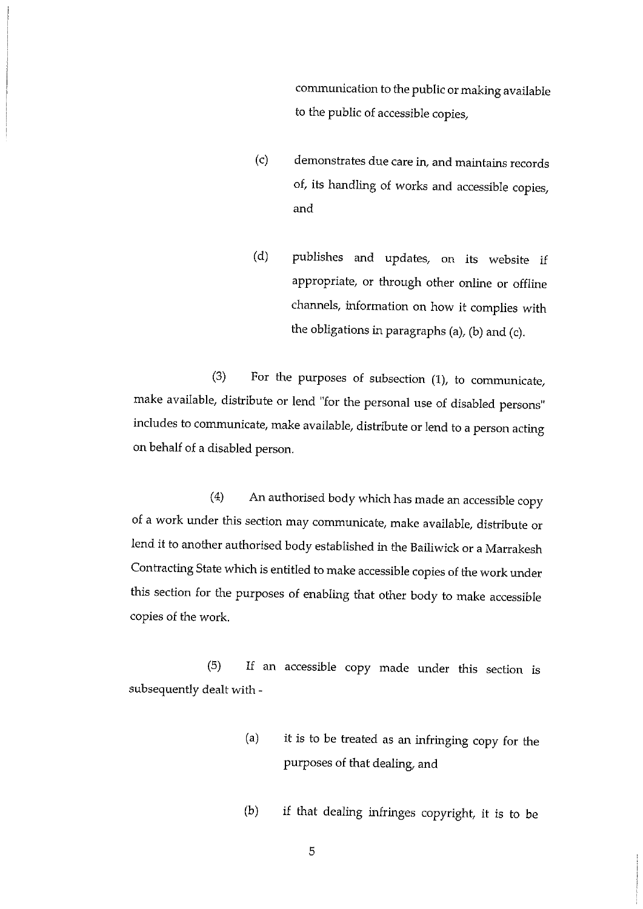communication to the public or making available to the public of accessible copies,

(c) demonstrates due care in, and maintains records of, its handling of works and accessible copies, and

(d) publishes and updates, on its website if appropriate, or through other online or offline channels, information on how it complies with the obligations in paragraphs (a), (b) and (c).

(3) For the purposes of subsection (1), to communicate, make available, distribute or lend "for the personal use of disabled persons" includes to communicate, make available, distribute or lend to a person acting on behalf of a disabled person.

(4) An authorised body which has made an accessible copy of a work under this section may communicate, make available, distribute or lend it to another authorised body established in the Bailiwick or a Marrakesh Contracting State which is entitled to make accessible copies of the work under this section for the purposes of enabling that other body to make accessible copies of the work.

(5) If an accessible copy made under this section is subsequently dealt with -

(a) it is to be treated as an infringing copy for the purposes of that dealing, and

(b) if that dealing infringes copyright, it is to be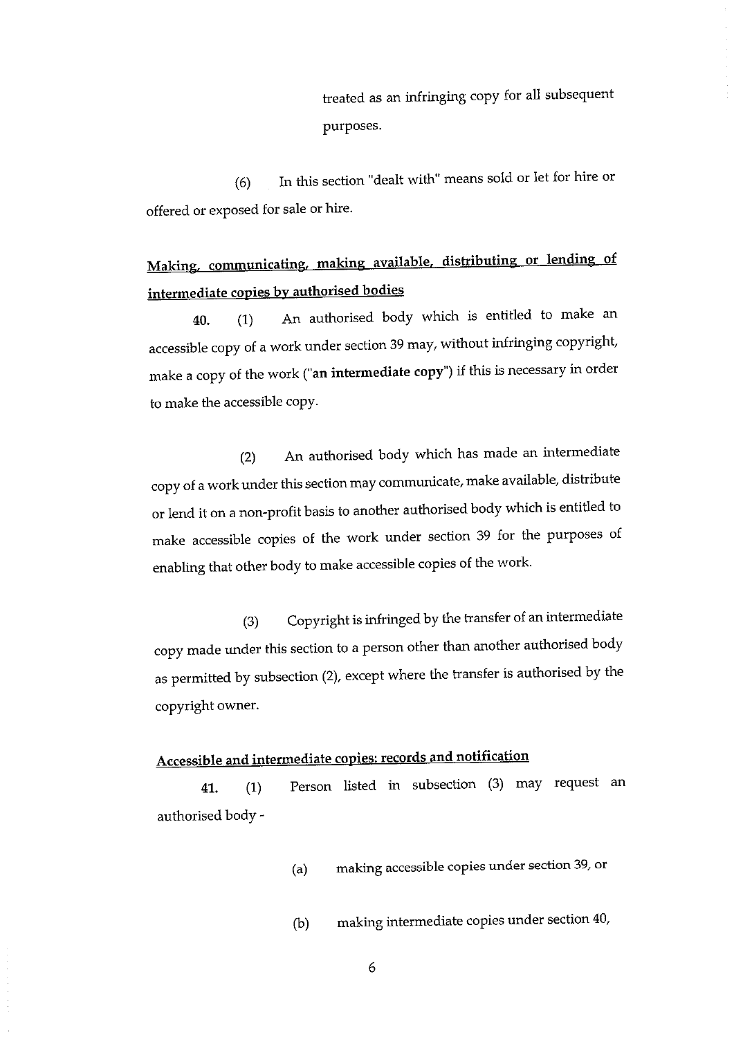treated as an infringing copy for all subsequent purposes.

(6) In this section "dealt with" means sold or let for hire or offered or exposed for sale or hire.

**Making, communicating, making available, distributing or lending of intermediate copies by authorised bodies**

**40.** (1) An authorised body which is entitled to make an accessible copy of a work under section 39 may, without infringing copyright, make a copy of the work (**"an intermediate copy"**) if this is necessary in order to make the accessible copy.

(2) An authorised body which has made an intermediate copy of a work under this section may communicate, make available, distribute or lend it on a non-profit basis to another authorised body which is entitled to make accessible copies of the work under section 39 for the purposes of enabling that other body to make accessible copies of the work.

(3) Copyright is infringed by the transfer of an intermediate copy made under this section to a person other than another authorised body as permitted by subsection (2), except where the transfer is authorised by the copyright owner.

**Accessible and intermediate copies: records and notification**

**41.** (1) Person listed in subsection (3) may request an authorised body -

(a) making accessible copies under section 39, or

(b) making intermediate copies under section 40,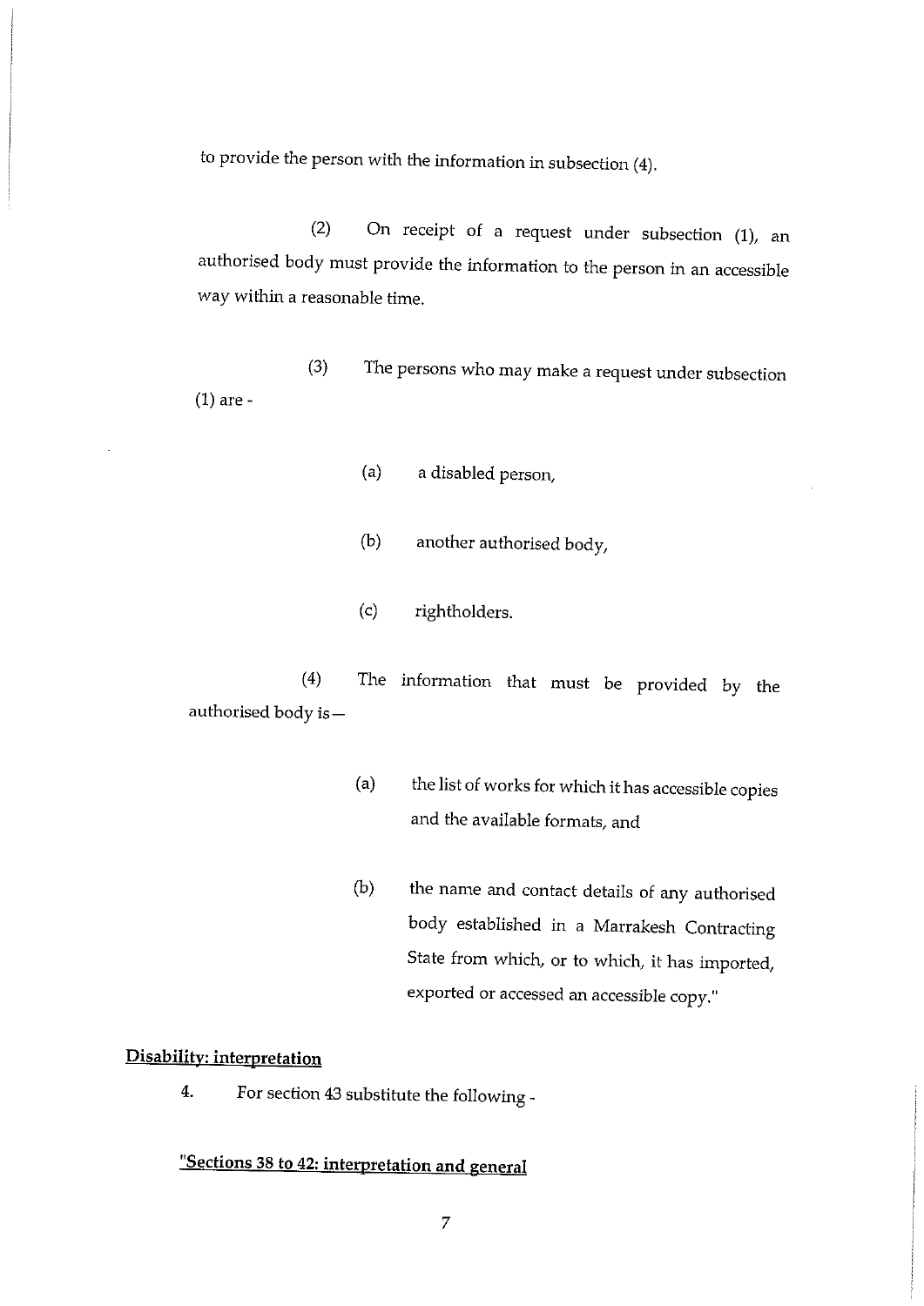to provide the person with the information in subsection (4).

(2) On receipt of a request under subsection (1), an authorised body must provide the information to the person in an accessible way within a reasonable time.

(3) The persons who may make a request under subsection (1) are -

(a) a disabled person,

(b) another authorised body,

(c) rightholders.

(4) The information that must be provided by the authorised body is—

(a) the list of works for which it has accessible copies and the available formats, and

(b) the name and contact details of any authorised body established in a Marrakesh Contracting State from which, or to which, it has imported, exported or accessed an accessible copy."

**Disability: interpretation**

4. For section 43 substitute the following -

**"Sections 38 to 42: interpretation and general**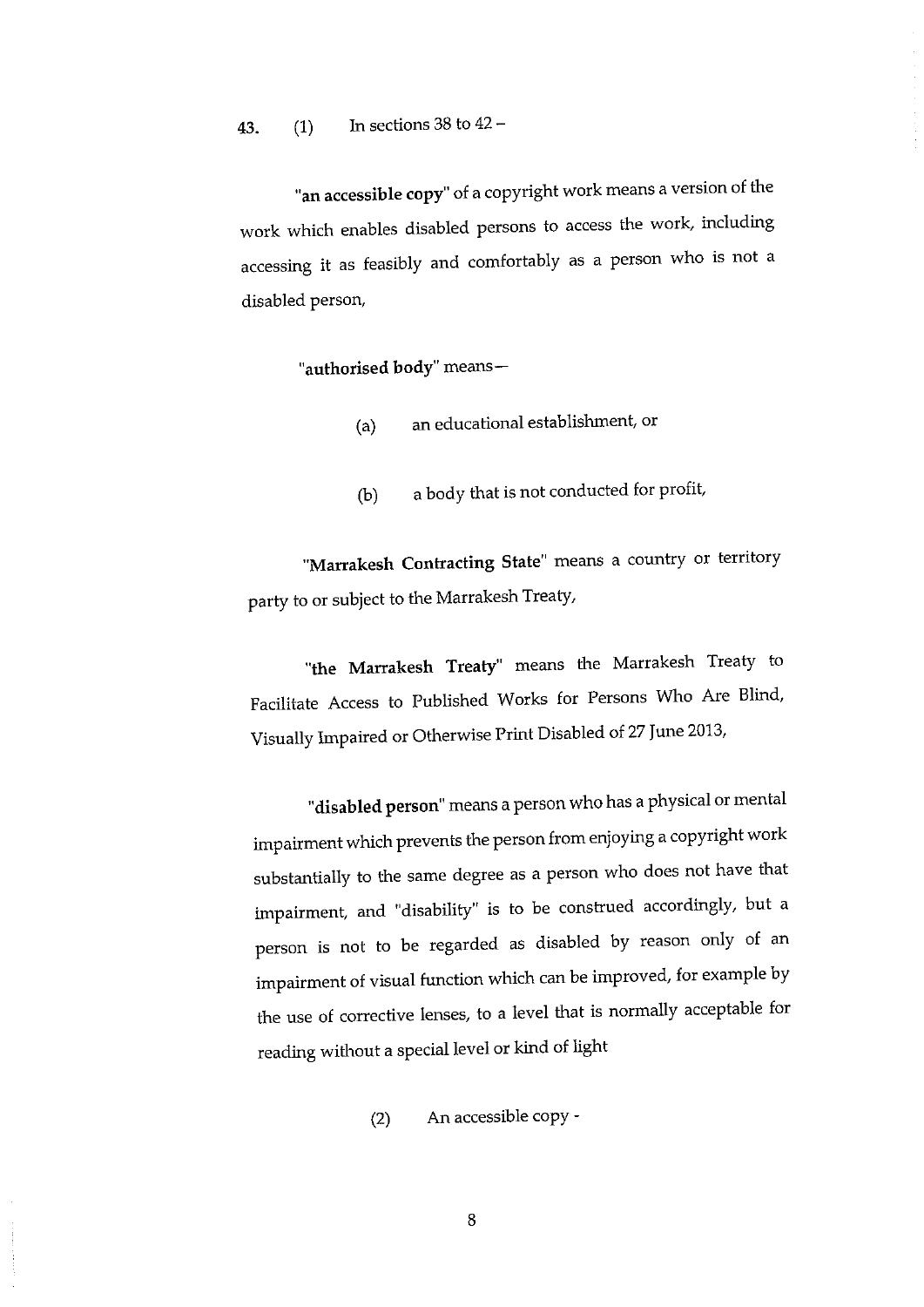43. (1) In sections 38 to 42 –

"**an accessible copy**" of a copyright work means a version of the work which enables disabled persons to access the work, including accessing it as feasibly and comfortably as a person who is not a disabled person,

"**authorised body**" means—

(a) an educational establishment, or

(b) a body that is not conducted for profit,

"**Marrakesh Contracting State**" means a country or territory party to or subject to the Marrakesh Treaty,

"**the Marrakesh Treaty**" means the Marrakesh Treaty to Facilitate Access to Published Works for Persons Who Are Blind, Visually Impaired or Otherwise Print Disabled of 27 June 2013,

"**disabled person**" means a person who has a physical or mental impairment which prevents the person from enjoying a copyright work substantially to the same degree as a person who does not have that impairment, and "disability" is to be construed accordingly, but a person is not to be regarded as disabled by reason only of an impairment of visual function which can be improved, for example by the use of corrective lenses, to a level that is normally acceptable for reading without a special level or kind of light

(2) An accessible copy -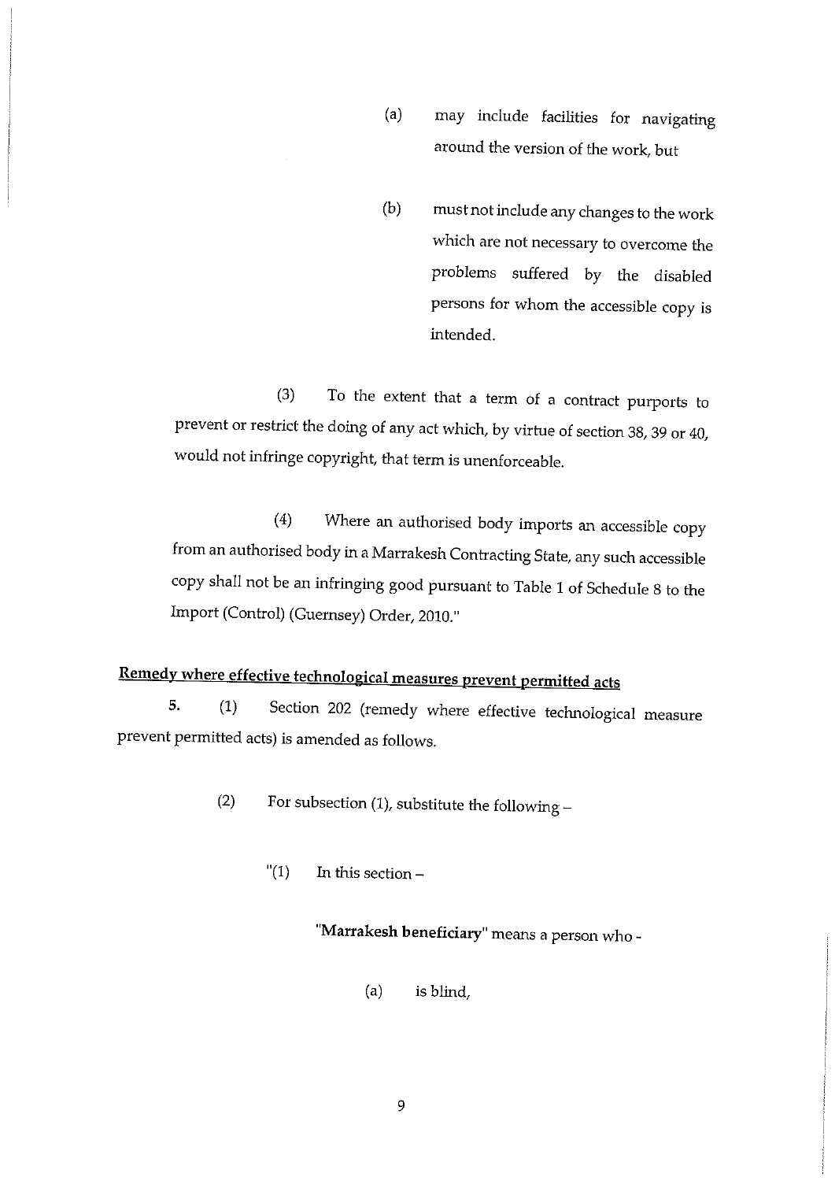(a) may include facilities for navigating around the version of the work, but

(b) must not include any changes to the work which are not necessary to overcome the problems suffered by the disabled persons for whom the accessible copy is intended.

(3) To the extent that a term of a contract purports to prevent or restrict the doing of any act which, by virtue of section 38, 39 or 40, would not infringe copyright, that term is unenforceable.

(4) Where an authorised body imports an accessible copy from an authorised body in a Marrakesh Contracting State, any such accessible copy shall not be an infringing good pursuant to Table 1 of Schedule 8 to the Import (Control) (Guernsey) Order, 2010."

## Remedy where effective technological measures prevent permitted acts

5. (1) Section 202 (remedy where effective technological measure prevent permitted acts) is amended as follows.

(2) For subsection (1), substitute the following –

"(1) In this section –

"**Marrakesh beneficiary**" means a person who -

(a) is blind,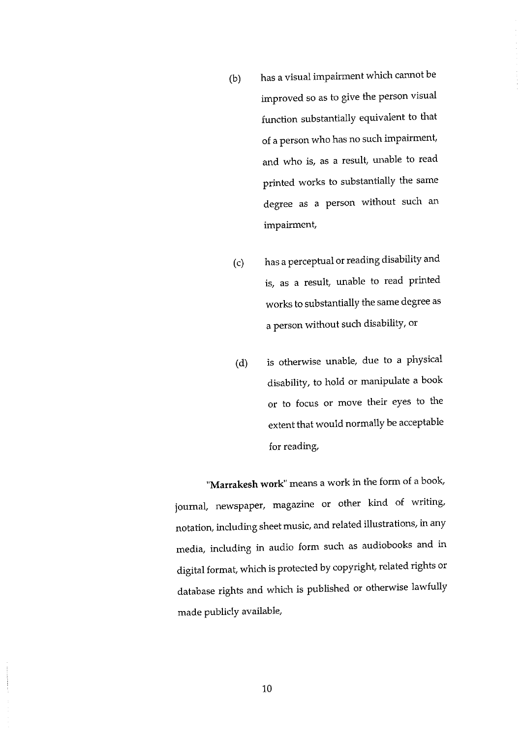(b) has a visual impairment which cannot be improved so as to give the person visual function substantially equivalent to that of a person who has no such impairment, and who is, as a result, unable to read printed works to substantially the same degree as a person without such an impairment,

(c) has a perceptual or reading disability and is, as a result, unable to read printed works to substantially the same degree as a person without such disability, or

(d) is otherwise unable, due to a physical disability, to hold or manipulate a book or to focus or move their eyes to the extent that would normally be acceptable for reading,

"**Marrakesh work**" means a work in the form of a book, journal, newspaper, magazine or other kind of writing, notation, including sheet music, and related illustrations, in any media, including in audio form such as audiobooks and in digital format, which is protected by copyright, related rights or database rights and which is published or otherwise lawfully made publicly available,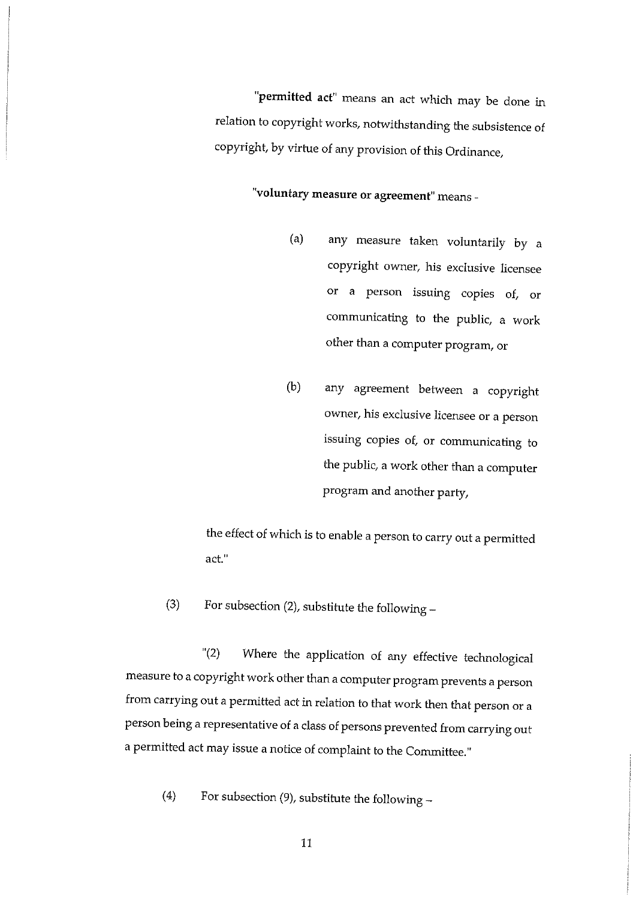"**permitted act**" means an act which may be done in relation to copyright works, notwithstanding the subsistence of copyright, by virtue of any provision of this Ordinance,

"**voluntary measure or agreement**" means -

(a) any measure taken voluntarily by a copyright owner, his exclusive licensee or a person issuing copies of, or communicating to the public, a work other than a computer program, or

(b) any agreement between a copyright owner, his exclusive licensee or a person issuing copies of, or communicating to the public, a work other than a computer program and another party,

the effect of which is to enable a person to carry out a permitted act."

(3) For subsection (2), substitute the following –

"(2) Where the application of any effective technological measure to a copyright work other than a computer program prevents a person from carrying out a permitted act in relation to that work then that person or a person being a representative of a class of persons prevented from carrying out a permitted act may issue a notice of complaint to the Committee."

(4) For subsection (9), substitute the following –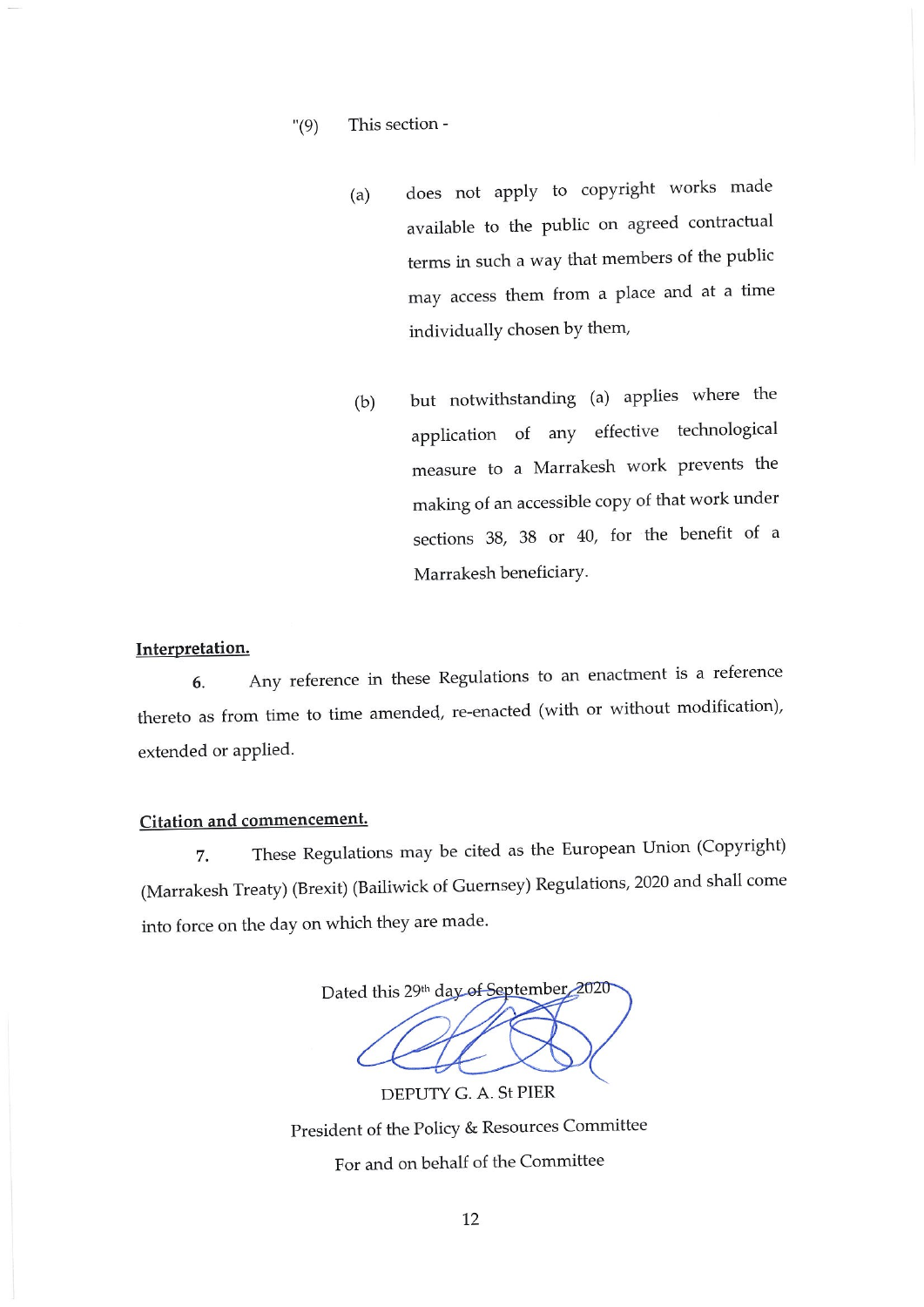"(9) This section -

(a) does not apply to copyright works made available to the public on agreed contractual terms in such a way that members of the public may access them from a place and at a time individually chosen by them,

(b) but notwithstanding (a) applies where the application of any effective technological measure to a Marrakesh work prevents the making of an accessible copy of that work under sections 38, 38 or 40, for the benefit of a Marrakesh beneficiary.

**Interpretation.**

6. Any reference in these Regulations to an enactment is a reference thereto as from time to time amended, re-enacted (with or without modification), extended or applied.

**Citation and commencement.**

7. These Regulations may be cited as the European Union (Copyright) (Marrakesh Treaty) (Brexit) (Bailiwick of Guernsey) Regulations, 2020 and shall come into force on the day on which they are made.

Dated this 29th day of September 2020

DEPUTY G. A. St PIER

President of the Policy & Resources Committee

For and on behalf of the Committee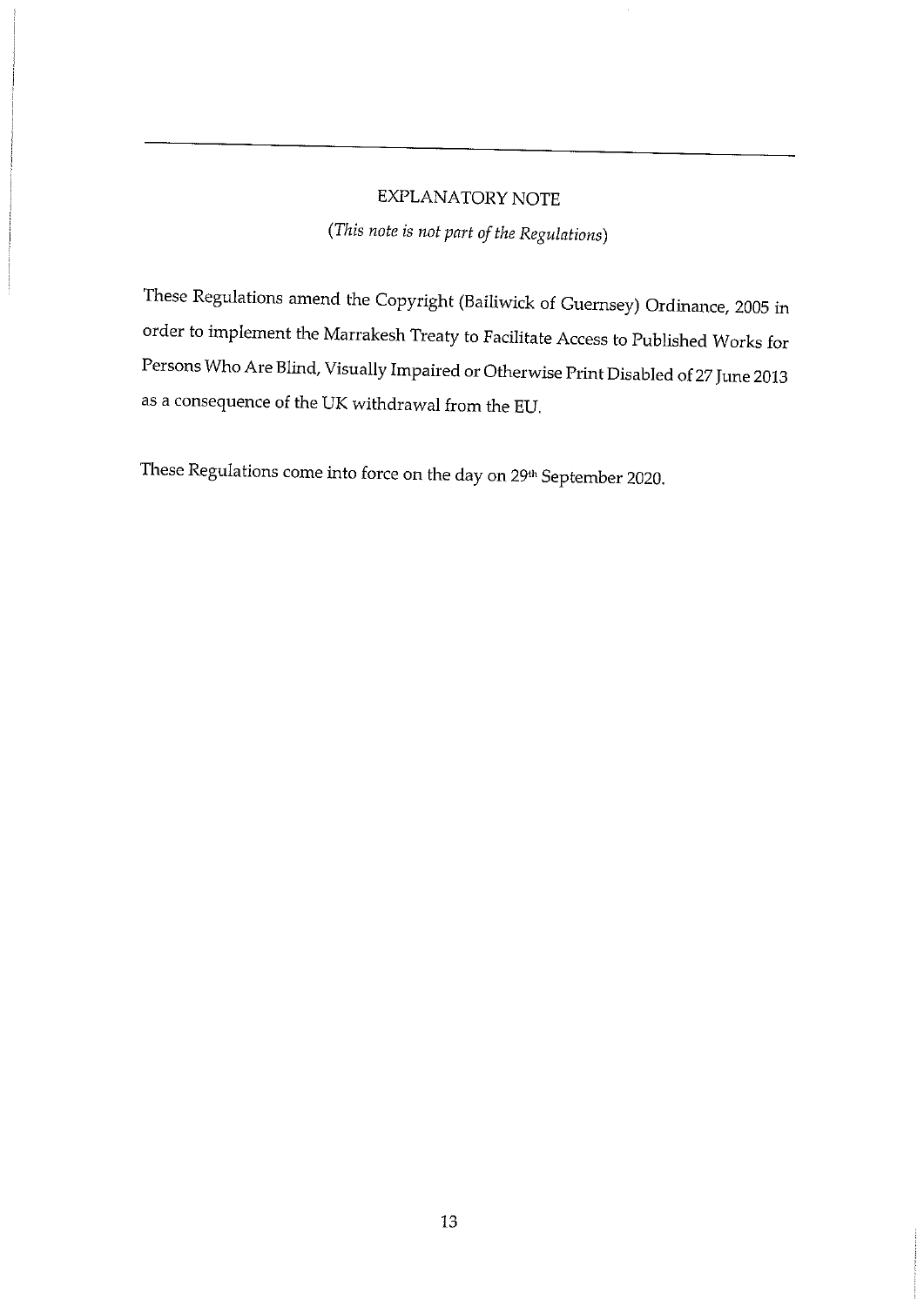---

EXPLANATORY NOTE

*(This note is not part of the Regulations)*

These Regulations amend the Copyright (Bailiwick of Guernsey) Ordinance, 2005 in order to implement the Marrakesh Treaty to Facilitate Access to Published Works for Persons Who Are Blind, Visually Impaired or Otherwise Print Disabled of 27 June 2013 as a consequence of the UK withdrawal from the EU.

These Regulations come into force on the day on 29th September 2020.